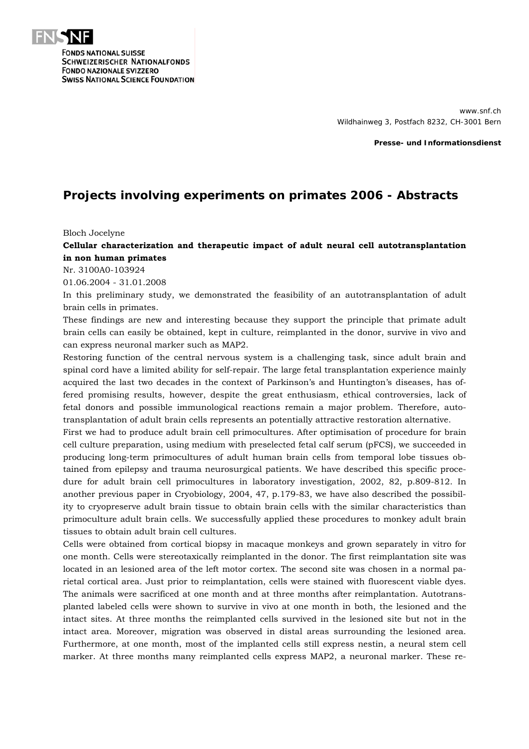FONDS NATIONAL SUISSE
SCHWEIZERISCHER NATIONALFONDS
FONDO NAZIONALE SVIZZERO
SWISS NATIONAL SCIENCE FOUNDATION

www.snf.ch
Wildhainweg 3, Postfach 8232, CH-3001 Bern

**Presse- und Informationsdienst**

# Projects involving experiments on primates 2006 - Abstracts

Bloch Jocelyne

**Cellular characterization and therapeutic impact of adult neural cell autotransplantation in non human primates**

Nr. 3100A0-103924

01.06.2004 - 31.01.2008

In this preliminary study, we demonstrated the feasibility of an autotransplantation of adult brain cells in primates.

These findings are new and interesting because they support the principle that primate adult brain cells can easily be obtained, kept in culture, reimplanted in the donor, survive in vivo and can express neuronal marker such as MAP2.

Restoring function of the central nervous system is a challenging task, since adult brain and spinal cord have a limited ability for self-repair. The large fetal transplantation experience mainly acquired the last two decades in the context of Parkinson's and Huntington's diseases, has offered promising results, however, despite the great enthusiasm, ethical controversies, lack of fetal donors and possible immunological reactions remain a major problem. Therefore, autotransplantation of adult brain cells represents an potentially attractive restoration alternative.

First we had to produce adult brain cell primocultures. After optimisation of procedure for brain cell culture preparation, using medium with preselected fetal calf serum (pFCS), we succeeded in producing long-term primocultures of adult human brain cells from temporal lobe tissues obtained from epilepsy and trauma neurosurgical patients. We have described this specific procedure for adult brain cell primocultures in laboratory investigation, 2002, 82, p.809-812. In another previous paper in Cryobiology, 2004, 47, p.179-83, we have also described the possibility to cryopreserve adult brain tissue to obtain brain cells with the similar characteristics than primoculture adult brain cells. We successfully applied these procedures to monkey adult brain tissues to obtain adult brain cell cultures.

Cells were obtained from cortical biopsy in macaque monkeys and grown separately in vitro for one month. Cells were stereotaxically reimplanted in the donor. The first reimplantation site was located in an lesioned area of the left motor cortex. The second site was chosen in a normal parietal cortical area. Just prior to reimplantation, cells were stained with fluorescent viable dyes. The animals were sacrificed at one month and at three months after reimplantation. Autotransplanted labeled cells were shown to survive in vivo at one month in both, the lesioned and the intact sites. At three months the reimplanted cells survived in the lesioned site but not in the intact area. Moreover, migration was observed in distal areas surrounding the lesioned area. Furthermore, at one month, most of the implanted cells still express nestin, a neural stem cell marker. At three months many reimplanted cells express MAP2, a neuronal marker. These re-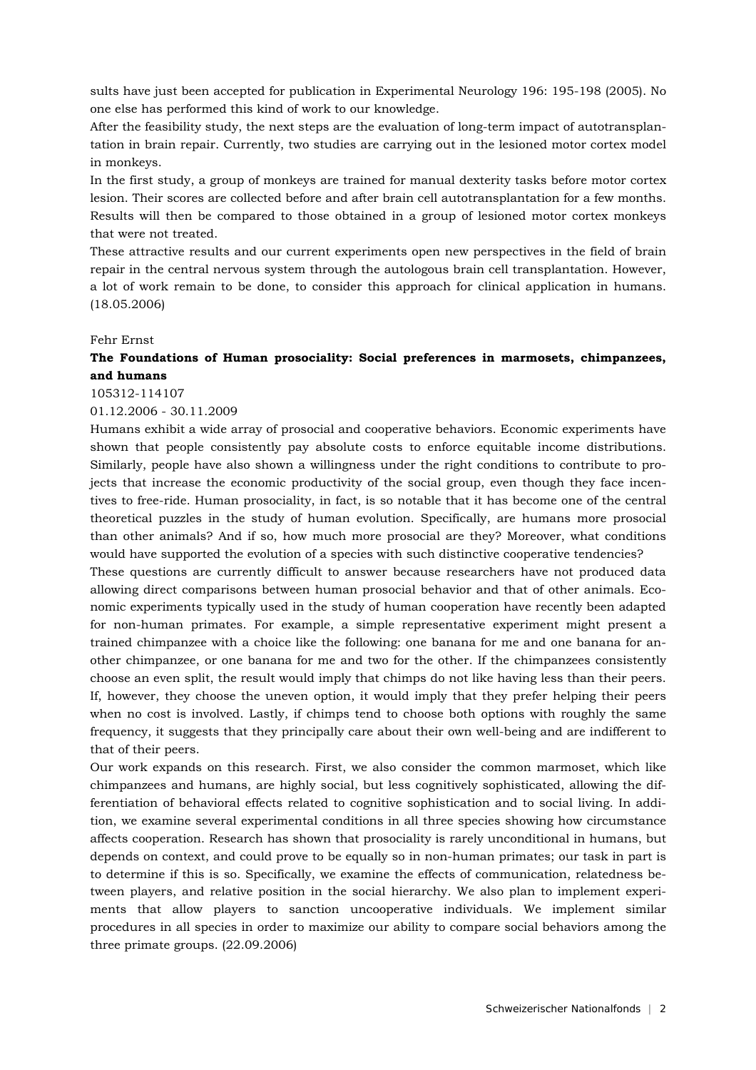sults have just been accepted for publication in Experimental Neurology 196: 195-198 (2005). No one else has performed this kind of work to our knowledge.

After the feasibility study, the next steps are the evaluation of long-term impact of autotransplantation in brain repair. Currently, two studies are carrying out in the lesioned motor cortex model in monkeys.

In the first study, a group of monkeys are trained for manual dexterity tasks before motor cortex lesion. Their scores are collected before and after brain cell autotransplantation for a few months. Results will then be compared to those obtained in a group of lesioned motor cortex monkeys that were not treated.

These attractive results and our current experiments open new perspectives in the field of brain repair in the central nervous system through the autologous brain cell transplantation. However, a lot of work remain to be done, to consider this approach for clinical application in humans. (18.05.2006)

Fehr Ernst

**The Foundations of Human prosociality: Social preferences in marmosets, chimpanzees, and humans**

105312-114107

01.12.2006 - 30.11.2009

Humans exhibit a wide array of prosocial and cooperative behaviors. Economic experiments have shown that people consistently pay absolute costs to enforce equitable income distributions. Similarly, people have also shown a willingness under the right conditions to contribute to projects that increase the economic productivity of the social group, even though they face incentives to free-ride. Human prosociality, in fact, is so notable that it has become one of the central theoretical puzzles in the study of human evolution. Specifically, are humans more prosocial than other animals? And if so, how much more prosocial are they? Moreover, what conditions would have supported the evolution of a species with such distinctive cooperative tendencies?

These questions are currently difficult to answer because researchers have not produced data allowing direct comparisons between human prosocial behavior and that of other animals. Economic experiments typically used in the study of human cooperation have recently been adapted for non-human primates. For example, a simple representative experiment might present a trained chimpanzee with a choice like the following: one banana for me and one banana for another chimpanzee, or one banana for me and two for the other. If the chimpanzees consistently choose an even split, the result would imply that chimps do not like having less than their peers. If, however, they choose the uneven option, it would imply that they prefer helping their peers when no cost is involved. Lastly, if chimps tend to choose both options with roughly the same frequency, it suggests that they principally care about their own well-being and are indifferent to that of their peers.

Our work expands on this research. First, we also consider the common marmoset, which like chimpanzees and humans, are highly social, but less cognitively sophisticated, allowing the differentiation of behavioral effects related to cognitive sophistication and to social living. In addition, we examine several experimental conditions in all three species showing how circumstance affects cooperation. Research has shown that prosociality is rarely unconditional in humans, but depends on context, and could prove to be equally so in non-human primates; our task in part is to determine if this is so. Specifically, we examine the effects of communication, relatedness between players, and relative position in the social hierarchy. We also plan to implement experiments that allow players to sanction uncooperative individuals. We implement similar procedures in all species in order to maximize our ability to compare social behaviors among the three primate groups. (22.09.2006)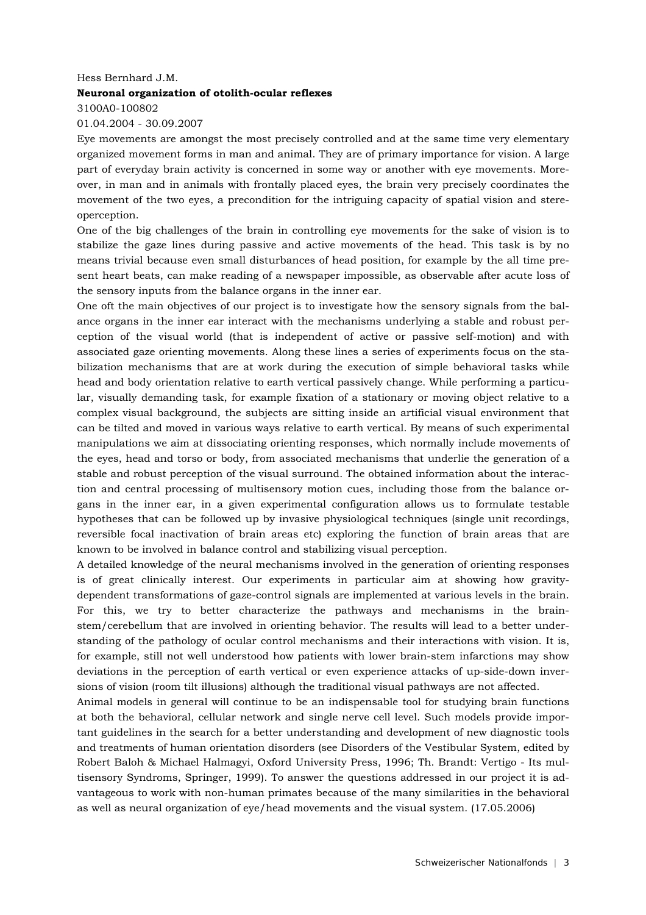Hess Bernhard J.M.

**Neuronal organization of otolith-ocular reflexes**

3100A0-100802

01.04.2004 - 30.09.2007

Eye movements are amongst the most precisely controlled and at the same time very elementary organized movement forms in man and animal. They are of primary importance for vision. A large part of everyday brain activity is concerned in some way or another with eye movements. Moreover, in man and in animals with frontally placed eyes, the brain very precisely coordinates the movement of the two eyes, a precondition for the intriguing capacity of spatial vision and stereoperception.

One of the big challenges of the brain in controlling eye movements for the sake of vision is to stabilize the gaze lines during passive and active movements of the head. This task is by no means trivial because even small disturbances of head position, for example by the all time present heart beats, can make reading of a newspaper impossible, as observable after acute loss of the sensory inputs from the balance organs in the inner ear.

One oft the main objectives of our project is to investigate how the sensory signals from the balance organs in the inner ear interact with the mechanisms underlying a stable and robust perception of the visual world (that is independent of active or passive self-motion) and with associated gaze orienting movements. Along these lines a series of experiments focus on the stabilization mechanisms that are at work during the execution of simple behavioral tasks while head and body orientation relative to earth vertical passively change. While performing a particular, visually demanding task, for example fixation of a stationary or moving object relative to a complex visual background, the subjects are sitting inside an artificial visual environment that can be tilted and moved in various ways relative to earth vertical. By means of such experimental manipulations we aim at dissociating orienting responses, which normally include movements of the eyes, head and torso or body, from associated mechanisms that underlie the generation of a stable and robust perception of the visual surround. The obtained information about the interaction and central processing of multisensory motion cues, including those from the balance organs in the inner ear, in a given experimental configuration allows us to formulate testable hypotheses that can be followed up by invasive physiological techniques (single unit recordings, reversible focal inactivation of brain areas etc) exploring the function of brain areas that are known to be involved in balance control and stabilizing visual perception.

A detailed knowledge of the neural mechanisms involved in the generation of orienting responses is of great clinically interest. Our experiments in particular aim at showing how gravity-dependent transformations of gaze-control signals are implemented at various levels in the brain. For this, we try to better characterize the pathways and mechanisms in the brainstem/cerebellum that are involved in orienting behavior. The results will lead to a better understanding of the pathology of ocular control mechanisms and their interactions with vision. It is, for example, still not well understood how patients with lower brain-stem infarctions may show deviations in the perception of earth vertical or even experience attacks of up-side-down inversions of vision (room tilt illusions) although the traditional visual pathways are not affected.

Animal models in general will continue to be an indispensable tool for studying brain functions at both the behavioral, cellular network and single nerve cell level. Such models provide important guidelines in the search for a better understanding and development of new diagnostic tools and treatments of human orientation disorders (see Disorders of the Vestibular System, edited by Robert Baloh & Michael Halmagyi, Oxford University Press, 1996; Th. Brandt: Vertigo - Its multisensory Syndroms, Springer, 1999). To answer the questions addressed in our project it is advantageous to work with non-human primates because of the many similarities in the behavioral as well as neural organization of eye/head movements and the visual system. (17.05.2006)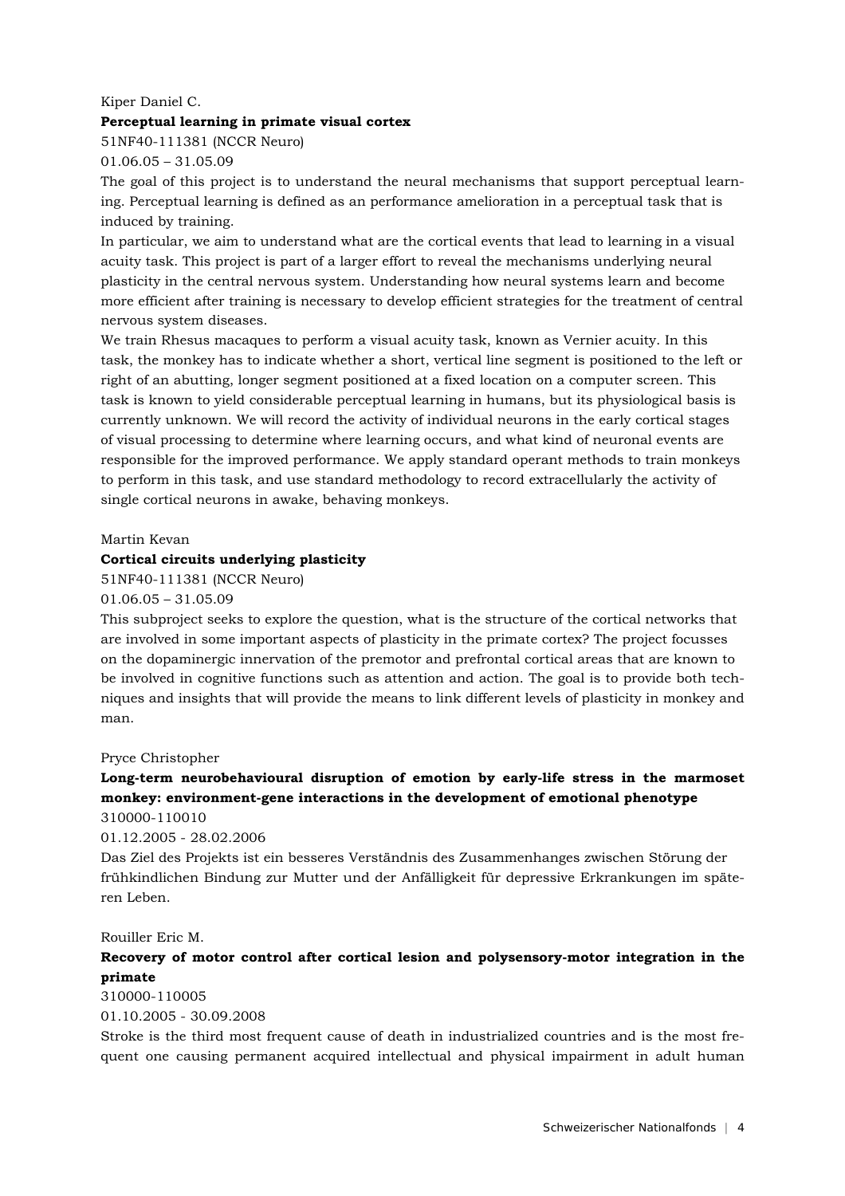Kiper Daniel C.

**Perceptual learning in primate visual cortex**

51NF40-111381 (NCCR Neuro)

01.06.05 – 31.05.09

The goal of this project is to understand the neural mechanisms that support perceptual learning. Perceptual learning is defined as an performance amelioration in a perceptual task that is induced by training.

In particular, we aim to understand what are the cortical events that lead to learning in a visual acuity task. This project is part of a larger effort to reveal the mechanisms underlying neural plasticity in the central nervous system. Understanding how neural systems learn and become more efficient after training is necessary to develop efficient strategies for the treatment of central nervous system diseases.

We train Rhesus macaques to perform a visual acuity task, known as Vernier acuity. In this task, the monkey has to indicate whether a short, vertical line segment is positioned to the left or right of an abutting, longer segment positioned at a fixed location on a computer screen. This task is known to yield considerable perceptual learning in humans, but its physiological basis is currently unknown. We will record the activity of individual neurons in the early cortical stages of visual processing to determine where learning occurs, and what kind of neuronal events are responsible for the improved performance. We apply standard operant methods to train monkeys to perform in this task, and use standard methodology to record extracellularly the activity of single cortical neurons in awake, behaving monkeys.

Martin Kevan

**Cortical circuits underlying plasticity**

51NF40-111381 (NCCR Neuro)

01.06.05 – 31.05.09

This subproject seeks to explore the question, what is the structure of the cortical networks that are involved in some important aspects of plasticity in the primate cortex? The project focusses on the dopaminergic innervation of the premotor and prefrontal cortical areas that are known to be involved in cognitive functions such as attention and action. The goal is to provide both techniques and insights that will provide the means to link different levels of plasticity in monkey and man.

Pryce Christopher

**Long-term neurobehavioural disruption of emotion by early-life stress in the marmoset monkey: environment-gene interactions in the development of emotional phenotype**

310000-110010

01.12.2005 - 28.02.2006

Das Ziel des Projekts ist ein besseres Verständnis des Zusammenhanges zwischen Störung der frühkindlichen Bindung zur Mutter und der Anfälligkeit für depressive Erkrankungen im späteren Leben.

Rouiller Eric M.

**Recovery of motor control after cortical lesion and polysensory-motor integration in the primate**

310000-110005

01.10.2005 - 30.09.2008

Stroke is the third most frequent cause of death in industrialized countries and is the most frequent one causing permanent acquired intellectual and physical impairment in adult human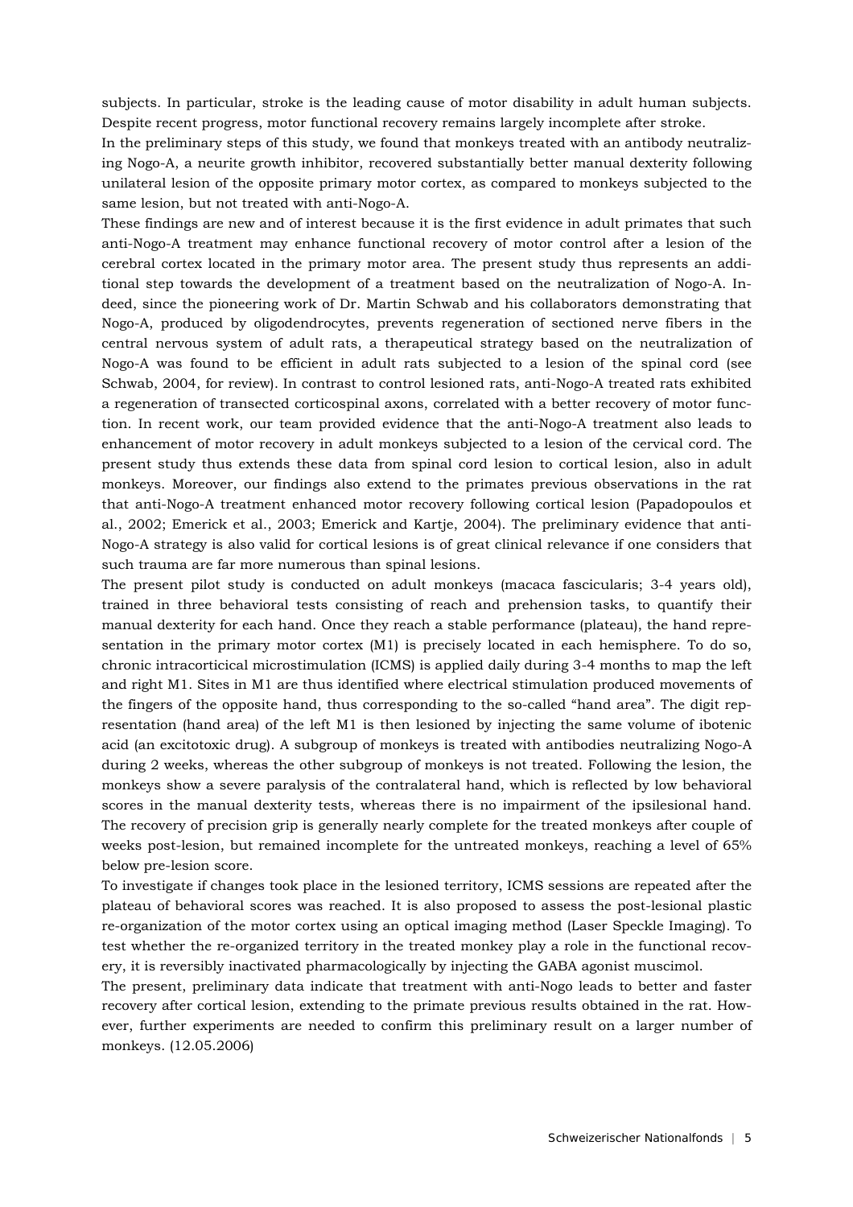subjects. In particular, stroke is the leading cause of motor disability in adult human subjects. Despite recent progress, motor functional recovery remains largely incomplete after stroke.

In the preliminary steps of this study, we found that monkeys treated with an antibody neutralizing Nogo-A, a neurite growth inhibitor, recovered substantially better manual dexterity following unilateral lesion of the opposite primary motor cortex, as compared to monkeys subjected to the same lesion, but not treated with anti-Nogo-A.

These findings are new and of interest because it is the first evidence in adult primates that such anti-Nogo-A treatment may enhance functional recovery of motor control after a lesion of the cerebral cortex located in the primary motor area. The present study thus represents an additional step towards the development of a treatment based on the neutralization of Nogo-A. Indeed, since the pioneering work of Dr. Martin Schwab and his collaborators demonstrating that Nogo-A, produced by oligodendrocytes, prevents regeneration of sectioned nerve fibers in the central nervous system of adult rats, a therapeutical strategy based on the neutralization of Nogo-A was found to be efficient in adult rats subjected to a lesion of the spinal cord (see Schwab, 2004, for review). In contrast to control lesioned rats, anti-Nogo-A treated rats exhibited a regeneration of transected corticospinal axons, correlated with a better recovery of motor function. In recent work, our team provided evidence that the anti-Nogo-A treatment also leads to enhancement of motor recovery in adult monkeys subjected to a lesion of the cervical cord. The present study thus extends these data from spinal cord lesion to cortical lesion, also in adult monkeys. Moreover, our findings also extend to the primates previous observations in the rat that anti-Nogo-A treatment enhanced motor recovery following cortical lesion (Papadopoulos et al., 2002; Emerick et al., 2003; Emerick and Kartje, 2004). The preliminary evidence that anti-Nogo-A strategy is also valid for cortical lesions is of great clinical relevance if one considers that such trauma are far more numerous than spinal lesions.

The present pilot study is conducted on adult monkeys (macaca fascicularis; 3-4 years old), trained in three behavioral tests consisting of reach and prehension tasks, to quantify their manual dexterity for each hand. Once they reach a stable performance (plateau), the hand representation in the primary motor cortex (M1) is precisely located in each hemisphere. To do so, chronic intracorticical microstimulation (ICMS) is applied daily during 3-4 months to map the left and right M1. Sites in M1 are thus identified where electrical stimulation produced movements of the fingers of the opposite hand, thus corresponding to the so-called "hand area". The digit representation (hand area) of the left M1 is then lesioned by injecting the same volume of ibotenic acid (an excitotoxic drug). A subgroup of monkeys is treated with antibodies neutralizing Nogo-A during 2 weeks, whereas the other subgroup of monkeys is not treated. Following the lesion, the monkeys show a severe paralysis of the contralateral hand, which is reflected by low behavioral scores in the manual dexterity tests, whereas there is no impairment of the ipsilesional hand. The recovery of precision grip is generally nearly complete for the treated monkeys after couple of weeks post-lesion, but remained incomplete for the untreated monkeys, reaching a level of 65% below pre-lesion score.

To investigate if changes took place in the lesioned territory, ICMS sessions are repeated after the plateau of behavioral scores was reached. It is also proposed to assess the post-lesional plastic re-organization of the motor cortex using an optical imaging method (Laser Speckle Imaging). To test whether the re-organized territory in the treated monkey play a role in the functional recovery, it is reversibly inactivated pharmacologically by injecting the GABA agonist muscimol.

The present, preliminary data indicate that treatment with anti-Nogo leads to better and faster recovery after cortical lesion, extending to the primate previous results obtained in the rat. However, further experiments are needed to confirm this preliminary result on a larger number of monkeys. (12.05.2006)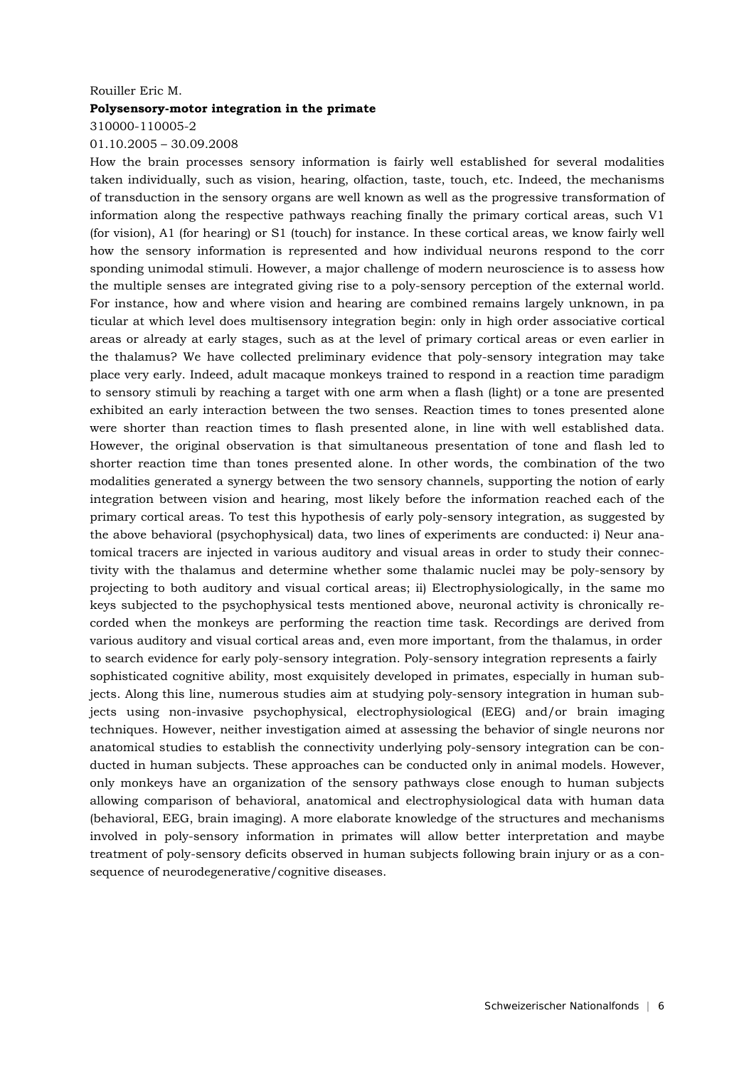Rouiller Eric M.

**Polysensory-motor integration in the primate**

310000-110005-2

01.10.2005 – 30.09.2008

How the brain processes sensory information is fairly well established for several modalities taken individually, such as vision, hearing, olfaction, taste, touch, etc. Indeed, the mechanisms of transduction in the sensory organs are well known as well as the progressive transformation of information along the respective pathways reaching finally the primary cortical areas, such V1 (for vision), A1 (for hearing) or S1 (touch) for instance. In these cortical areas, we know fairly well how the sensory information is represented and how individual neurons respond to the corr sponding unimodal stimuli. However, a major challenge of modern neuroscience is to assess how the multiple senses are integrated giving rise to a poly-sensory perception of the external world. For instance, how and where vision and hearing are combined remains largely unknown, in pa ticular at which level does multisensory integration begin: only in high order associative cortical areas or already at early stages, such as at the level of primary cortical areas or even earlier in the thalamus? We have collected preliminary evidence that poly-sensory integration may take place very early. Indeed, adult macaque monkeys trained to respond in a reaction time paradigm to sensory stimuli by reaching a target with one arm when a flash (light) or a tone are presented exhibited an early interaction between the two senses. Reaction times to tones presented alone were shorter than reaction times to flash presented alone, in line with well established data. However, the original observation is that simultaneous presentation of tone and flash led to shorter reaction time than tones presented alone. In other words, the combination of the two modalities generated a synergy between the two sensory channels, supporting the notion of early integration between vision and hearing, most likely before the information reached each of the primary cortical areas. To test this hypothesis of early poly-sensory integration, as suggested by the above behavioral (psychophysical) data, two lines of experiments are conducted: i) Neur anatomical tracers are injected in various auditory and visual areas in order to study their connectivity with the thalamus and determine whether some thalamic nuclei may be poly-sensory by projecting to both auditory and visual cortical areas; ii) Electrophysiologically, in the same mo keys subjected to the psychophysical tests mentioned above, neuronal activity is chronically recorded when the monkeys are performing the reaction time task. Recordings are derived from various auditory and visual cortical areas and, even more important, from the thalamus, in order to search evidence for early poly-sensory integration. Poly-sensory integration represents a fairly sophisticated cognitive ability, most exquisitely developed in primates, especially in human subjects. Along this line, numerous studies aim at studying poly-sensory integration in human subjects using non-invasive psychophysical, electrophysiological (EEG) and/or brain imaging techniques. However, neither investigation aimed at assessing the behavior of single neurons nor anatomical studies to establish the connectivity underlying poly-sensory integration can be conducted in human subjects. These approaches can be conducted only in animal models. However, only monkeys have an organization of the sensory pathways close enough to human subjects allowing comparison of behavioral, anatomical and electrophysiological data with human data (behavioral, EEG, brain imaging). A more elaborate knowledge of the structures and mechanisms involved in poly-sensory information in primates will allow better interpretation and maybe treatment of poly-sensory deficits observed in human subjects following brain injury or as a consequence of neurodegenerative/cognitive diseases.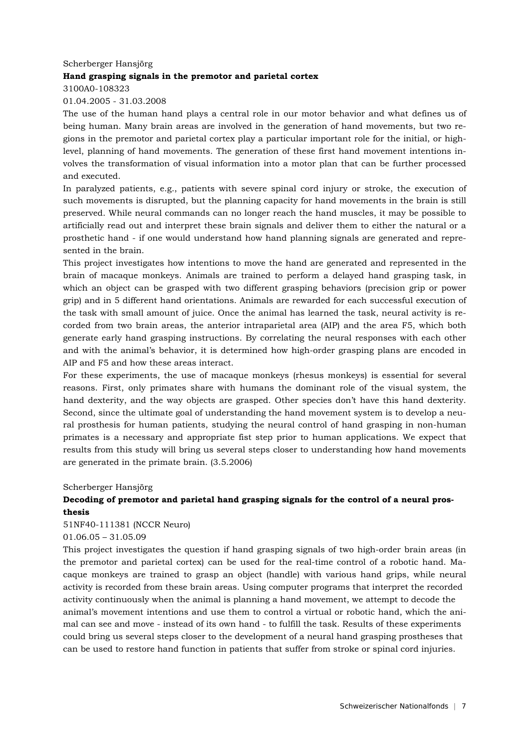Scherberger Hansjörg

**Hand grasping signals in the premotor and parietal cortex**

3100A0-108323

01.04.2005 - 31.03.2008

The use of the human hand plays a central role in our motor behavior and what defines us of being human. Many brain areas are involved in the generation of hand movements, but two regions in the premotor and parietal cortex play a particular important role for the initial, or high-level, planning of hand movements. The generation of these first hand movement intentions involves the transformation of visual information into a motor plan that can be further processed and executed.

In paralyzed patients, e.g., patients with severe spinal cord injury or stroke, the execution of such movements is disrupted, but the planning capacity for hand movements in the brain is still preserved. While neural commands can no longer reach the hand muscles, it may be possible to artificially read out and interpret these brain signals and deliver them to either the natural or a prosthetic hand - if one would understand how hand planning signals are generated and represented in the brain.

This project investigates how intentions to move the hand are generated and represented in the brain of macaque monkeys. Animals are trained to perform a delayed hand grasping task, in which an object can be grasped with two different grasping behaviors (precision grip or power grip) and in 5 different hand orientations. Animals are rewarded for each successful execution of the task with small amount of juice. Once the animal has learned the task, neural activity is recorded from two brain areas, the anterior intraparietal area (AIP) and the area F5, which both generate early hand grasping instructions. By correlating the neural responses with each other and with the animal's behavior, it is determined how high-order grasping plans are encoded in AIP and F5 and how these areas interact.

For these experiments, the use of macaque monkeys (rhesus monkeys) is essential for several reasons. First, only primates share with humans the dominant role of the visual system, the hand dexterity, and the way objects are grasped. Other species don't have this hand dexterity. Second, since the ultimate goal of understanding the hand movement system is to develop a neural prosthesis for human patients, studying the neural control of hand grasping in non-human primates is a necessary and appropriate fist step prior to human applications. We expect that results from this study will bring us several steps closer to understanding how hand movements are generated in the primate brain. (3.5.2006)

Scherberger Hansjörg

**Decoding of premotor and parietal hand grasping signals for the control of a neural prosthesis**

51NF40-111381 (NCCR Neuro)

01.06.05 – 31.05.09

This project investigates the question if hand grasping signals of two high-order brain areas (in the premotor and parietal cortex) can be used for the real-time control of a robotic hand. Macaque monkeys are trained to grasp an object (handle) with various hand grips, while neural activity is recorded from these brain areas. Using computer programs that interpret the recorded activity continuously when the animal is planning a hand movement, we attempt to decode the animal's movement intentions and use them to control a virtual or robotic hand, which the animal can see and move - instead of its own hand - to fulfill the task. Results of these experiments could bring us several steps closer to the development of a neural hand grasping prostheses that can be used to restore hand function in patients that suffer from stroke or spinal cord injuries.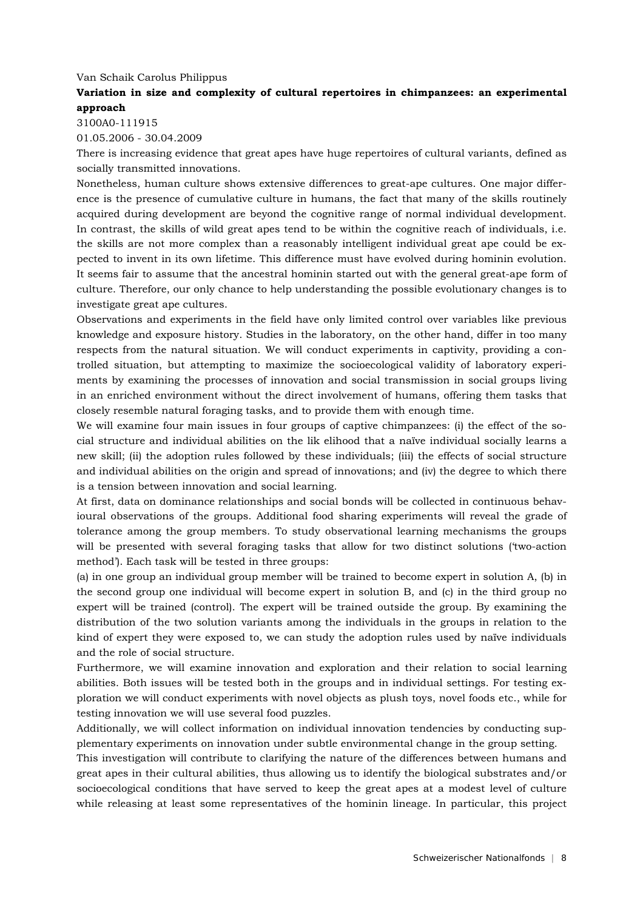Van Schaik Carolus Philippus

**Variation in size and complexity of cultural repertoires in chimpanzees: an experimental approach**

3100A0-111915

01.05.2006 - 30.04.2009

There is increasing evidence that great apes have huge repertoires of cultural variants, defined as socially transmitted innovations.

Nonetheless, human culture shows extensive differences to great-ape cultures. One major difference is the presence of cumulative culture in humans, the fact that many of the skills routinely acquired during development are beyond the cognitive range of normal individual development. In contrast, the skills of wild great apes tend to be within the cognitive reach of individuals, i.e. the skills are not more complex than a reasonably intelligent individual great ape could be expected to invent in its own lifetime. This difference must have evolved during hominin evolution. It seems fair to assume that the ancestral hominin started out with the general great-ape form of culture. Therefore, our only chance to help understanding the possible evolutionary changes is to investigate great ape cultures.

Observations and experiments in the field have only limited control over variables like previous knowledge and exposure history. Studies in the laboratory, on the other hand, differ in too many respects from the natural situation. We will conduct experiments in captivity, providing a controlled situation, but attempting to maximize the socioecological validity of laboratory experiments by examining the processes of innovation and social transmission in social groups living in an enriched environment without the direct involvement of humans, offering them tasks that closely resemble natural foraging tasks, and to provide them with enough time.

We will examine four main issues in four groups of captive chimpanzees: (i) the effect of the social structure and individual abilities on the lik elihood that a naïve individual socially learns a new skill; (ii) the adoption rules followed by these individuals; (iii) the effects of social structure and individual abilities on the origin and spread of innovations; and (iv) the degree to which there is a tension between innovation and social learning.

At first, data on dominance relationships and social bonds will be collected in continuous behavioural observations of the groups. Additional food sharing experiments will reveal the grade of tolerance among the group members. To study observational learning mechanisms the groups will be presented with several foraging tasks that allow for two distinct solutions ('two-action method'). Each task will be tested in three groups:

(a) in one group an individual group member will be trained to become expert in solution A, (b) in the second group one individual will become expert in solution B, and (c) in the third group no expert will be trained (control). The expert will be trained outside the group. By examining the distribution of the two solution variants among the individuals in the groups in relation to the kind of expert they were exposed to, we can study the adoption rules used by naïve individuals and the role of social structure.

Furthermore, we will examine innovation and exploration and their relation to social learning abilities. Both issues will be tested both in the groups and in individual settings. For testing exploration we will conduct experiments with novel objects as plush toys, novel foods etc., while for testing innovation we will use several food puzzles.

Additionally, we will collect information on individual innovation tendencies by conducting supplementary experiments on innovation under subtle environmental change in the group setting.

This investigation will contribute to clarifying the nature of the differences between humans and great apes in their cultural abilities, thus allowing us to identify the biological substrates and/or socioecological conditions that have served to keep the great apes at a modest level of culture while releasing at least some representatives of the hominin lineage. In particular, this project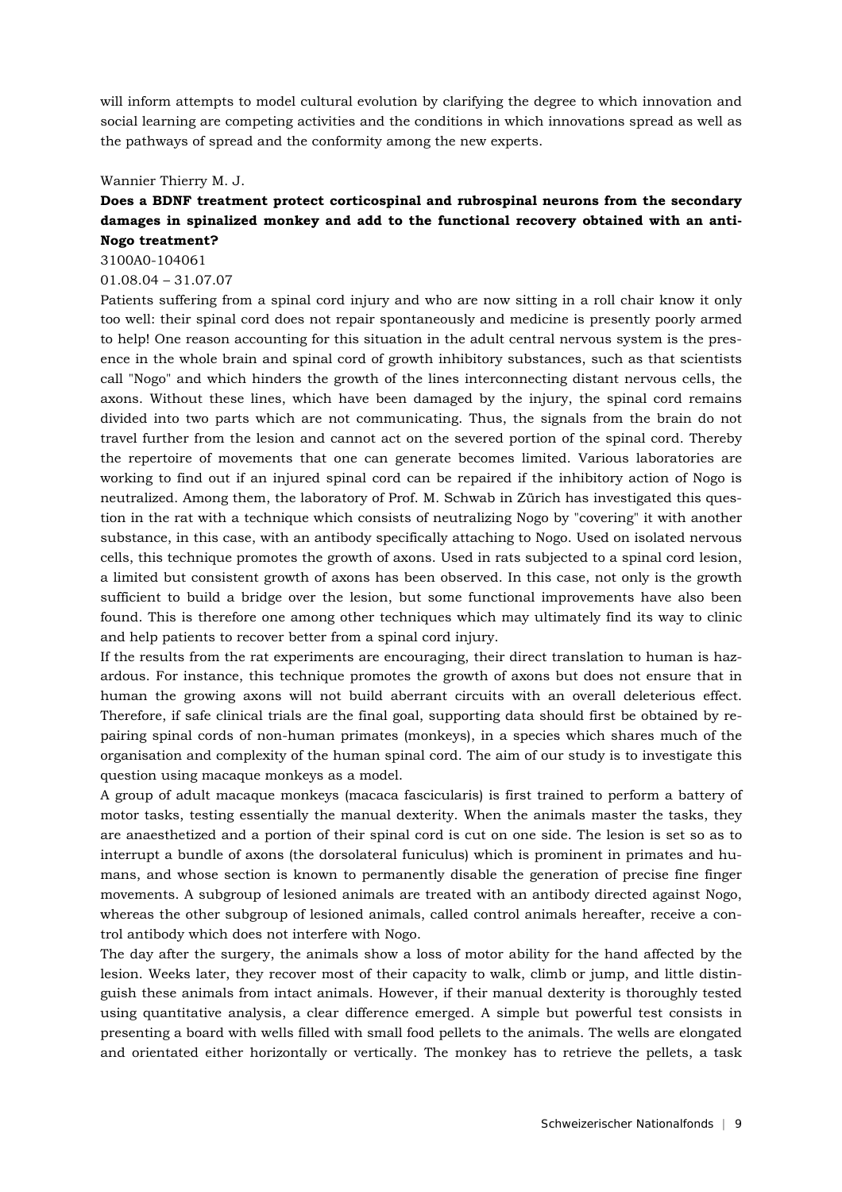will inform attempts to model cultural evolution by clarifying the degree to which innovation and social learning are competing activities and the conditions in which innovations spread as well as the pathways of spread and the conformity among the new experts.

Wannier Thierry M. J.

**Does a BDNF treatment protect corticospinal and rubrospinal neurons from the secondary damages in spinalized monkey and add to the functional recovery obtained with an anti-Nogo treatment?**

3100A0-104061

01.08.04 – 31.07.07

Patients suffering from a spinal cord injury and who are now sitting in a roll chair know it only too well: their spinal cord does not repair spontaneously and medicine is presently poorly armed to help! One reason accounting for this situation in the adult central nervous system is the presence in the whole brain and spinal cord of growth inhibitory substances, such as that scientists call "Nogo" and which hinders the growth of the lines interconnecting distant nervous cells, the axons. Without these lines, which have been damaged by the injury, the spinal cord remains divided into two parts which are not communicating. Thus, the signals from the brain do not travel further from the lesion and cannot act on the severed portion of the spinal cord. Thereby the repertoire of movements that one can generate becomes limited. Various laboratories are working to find out if an injured spinal cord can be repaired if the inhibitory action of Nogo is neutralized. Among them, the laboratory of Prof. M. Schwab in Zürich has investigated this question in the rat with a technique which consists of neutralizing Nogo by "covering" it with another substance, in this case, with an antibody specifically attaching to Nogo. Used on isolated nervous cells, this technique promotes the growth of axons. Used in rats subjected to a spinal cord lesion, a limited but consistent growth of axons has been observed. In this case, not only is the growth sufficient to build a bridge over the lesion, but some functional improvements have also been found. This is therefore one among other techniques which may ultimately find its way to clinic and help patients to recover better from a spinal cord injury.

If the results from the rat experiments are encouraging, their direct translation to human is hazardous. For instance, this technique promotes the growth of axons but does not ensure that in human the growing axons will not build aberrant circuits with an overall deleterious effect. Therefore, if safe clinical trials are the final goal, supporting data should first be obtained by repairing spinal cords of non-human primates (monkeys), in a species which shares much of the organisation and complexity of the human spinal cord. The aim of our study is to investigate this question using macaque monkeys as a model.

A group of adult macaque monkeys (macaca fascicularis) is first trained to perform a battery of motor tasks, testing essentially the manual dexterity. When the animals master the tasks, they are anaesthetized and a portion of their spinal cord is cut on one side. The lesion is set so as to interrupt a bundle of axons (the dorsolateral funiculus) which is prominent in primates and humans, and whose section is known to permanently disable the generation of precise fine finger movements. A subgroup of lesioned animals are treated with an antibody directed against Nogo, whereas the other subgroup of lesioned animals, called control animals hereafter, receive a control antibody which does not interfere with Nogo.

The day after the surgery, the animals show a loss of motor ability for the hand affected by the lesion. Weeks later, they recover most of their capacity to walk, climb or jump, and little distinguish these animals from intact animals. However, if their manual dexterity is thoroughly tested using quantitative analysis, a clear difference emerged. A simple but powerful test consists in presenting a board with wells filled with small food pellets to the animals. The wells are elongated and orientated either horizontally or vertically. The monkey has to retrieve the pellets, a task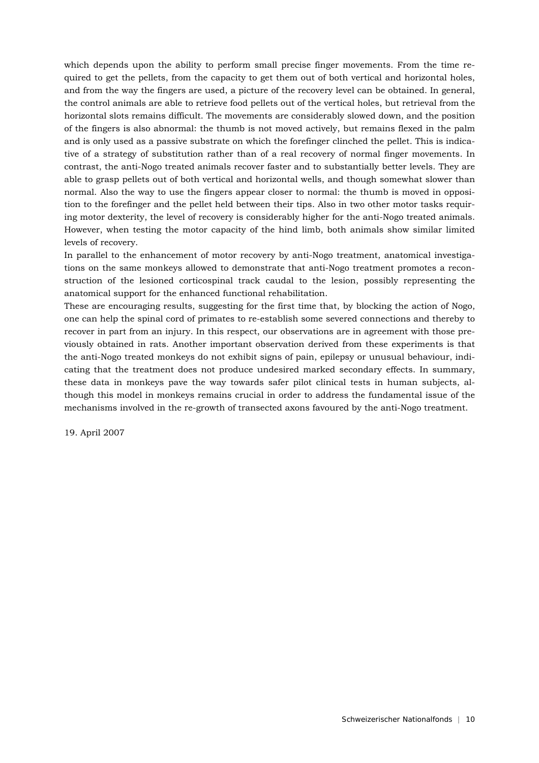which depends upon the ability to perform small precise finger movements. From the time required to get the pellets, from the capacity to get them out of both vertical and horizontal holes, and from the way the fingers are used, a picture of the recovery level can be obtained. In general, the control animals are able to retrieve food pellets out of the vertical holes, but retrieval from the horizontal slots remains difficult. The movements are considerably slowed down, and the position of the fingers is also abnormal: the thumb is not moved actively, but remains flexed in the palm and is only used as a passive substrate on which the forefinger clinched the pellet. This is indicative of a strategy of substitution rather than of a real recovery of normal finger movements. In contrast, the anti-Nogo treated animals recover faster and to substantially better levels. They are able to grasp pellets out of both vertical and horizontal wells, and though somewhat slower than normal. Also the way to use the fingers appear closer to normal: the thumb is moved in opposition to the forefinger and the pellet held between their tips. Also in two other motor tasks requiring motor dexterity, the level of recovery is considerably higher for the anti-Nogo treated animals. However, when testing the motor capacity of the hind limb, both animals show similar limited levels of recovery.

In parallel to the enhancement of motor recovery by anti-Nogo treatment, anatomical investigations on the same monkeys allowed to demonstrate that anti-Nogo treatment promotes a reconstruction of the lesioned corticospinal track caudal to the lesion, possibly representing the anatomical support for the enhanced functional rehabilitation.

These are encouraging results, suggesting for the first time that, by blocking the action of Nogo, one can help the spinal cord of primates to re-establish some severed connections and thereby to recover in part from an injury. In this respect, our observations are in agreement with those previously obtained in rats. Another important observation derived from these experiments is that the anti-Nogo treated monkeys do not exhibit signs of pain, epilepsy or unusual behaviour, indicating that the treatment does not produce undesired marked secondary effects. In summary, these data in monkeys pave the way towards safer pilot clinical tests in human subjects, although this model in monkeys remains crucial in order to address the fundamental issue of the mechanisms involved in the re-growth of transected axons favoured by the anti-Nogo treatment.

19. April 2007